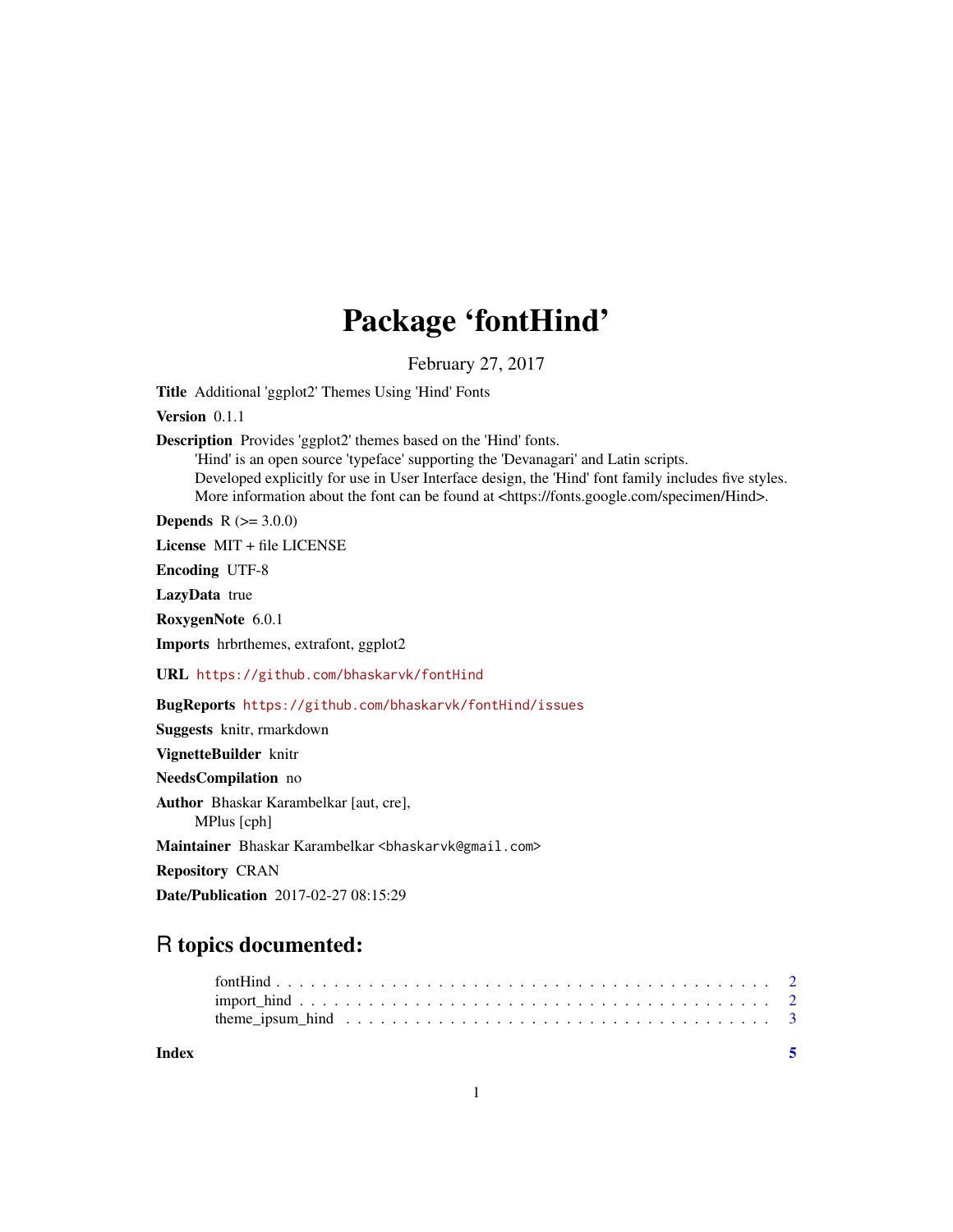# Package 'fontHind'

February 27, 2017

**Title** Additional 'ggplot2' Themes Using 'Hind' Fonts

**Version** 0.1.1

**Description** Provides 'ggplot2' themes based on the 'Hind' fonts.
'Hind' is an open source 'typeface' supporting the 'Devanagari' and Latin scripts.
Developed explicitly for use in User Interface design, the 'Hind' font family includes five styles.
More information about the font can be found at <https://fonts.google.com/specimen/Hind>.

**Depends** R (>= 3.0.0)

**License** MIT + file LICENSE

**Encoding** UTF-8

**LazyData** true

**RoxygenNote** 6.0.1

**Imports** hrbrthemes, extrafont, ggplot2

**URL** https://github.com/bhaskarvk/fontHind

**BugReports** https://github.com/bhaskarvk/fontHind/issues

**Suggests** knitr, rmarkdown

**VignetteBuilder** knitr

**NeedsCompilation** no

**Author** Bhaskar Karambelkar [aut, cre],
MPlus [cph]

**Maintainer** Bhaskar Karambelkar <bhaskarvk@gmail.com>

**Repository** CRAN

**Date/Publication** 2017-02-27 08:15:29

## R topics documented:

fontHind . . . . . . . . . . . . . . . . . . . . . . . . . . . . . . . . . . . . . . . . 2
import_hind . . . . . . . . . . . . . . . . . . . . . . . . . . . . . . . . . . . . . . . 2
theme_ipsum_hind . . . . . . . . . . . . . . . . . . . . . . . . . . . . . . . . . . . 3

**Index** 5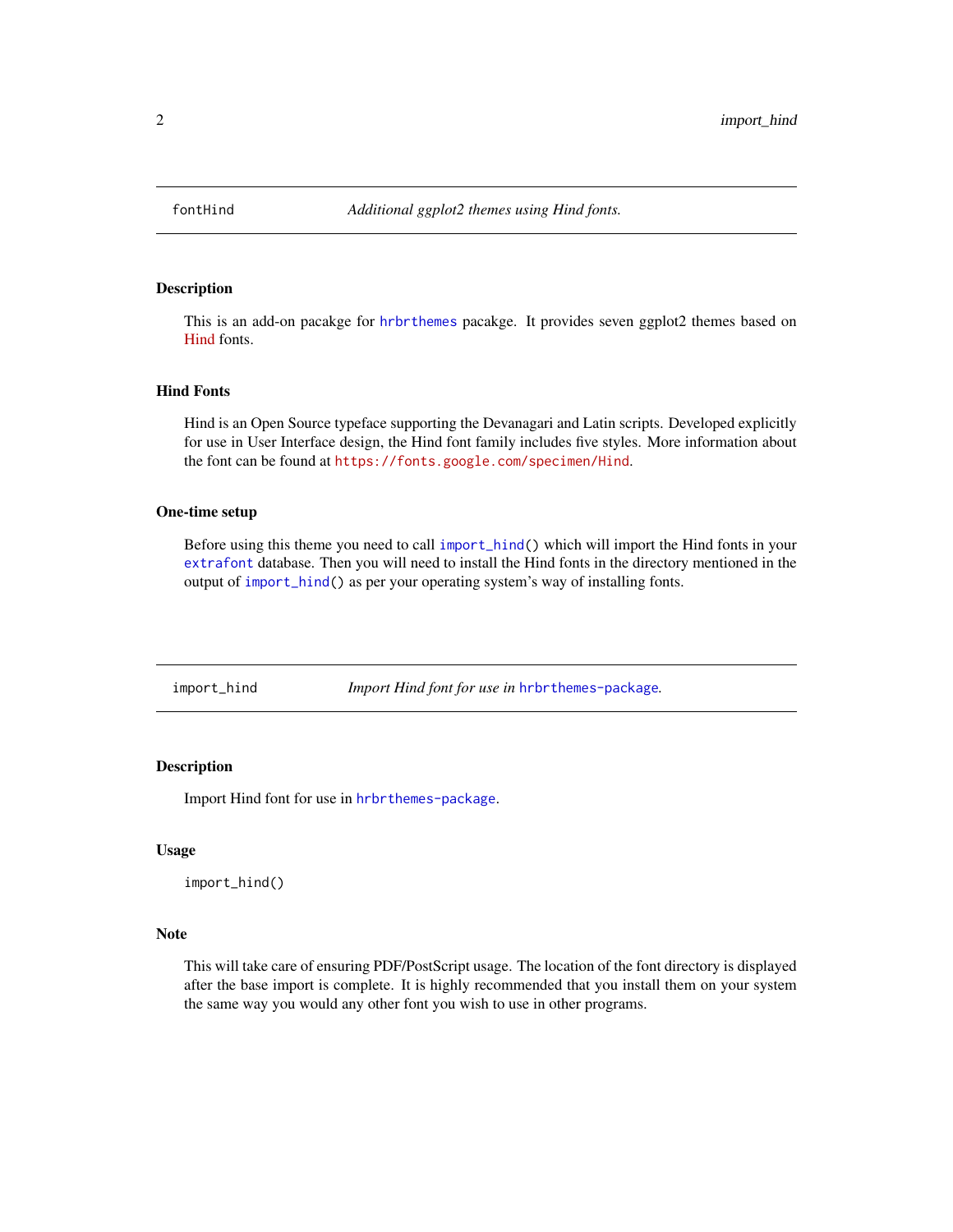## fontHind — *Additional ggplot2 themes using Hind fonts.*

### Description

This is an add-on pacakge for `hrbrthemes` pacakge. It provides seven ggplot2 themes based on Hind fonts.

### Hind Fonts

Hind is an Open Source typeface supporting the Devanagari and Latin scripts. Developed explicitly for use in User Interface design, the Hind font family includes five styles. More information about the font can be found at `https://fonts.google.com/specimen/Hind`.

### One-time setup

Before using this theme you need to call `import_hind()` which will import the Hind fonts in your `extrafont` database. Then you will need to install the Hind fonts in the directory mentioned in the output of `import_hind()` as per your operating system's way of installing fonts.

## import_hind — *Import Hind font for use in* `hrbrthemes-package`.

### Description

Import Hind font for use in `hrbrthemes-package`.

### Usage

```
import_hind()
```

### Note

This will take care of ensuring PDF/PostScript usage. The location of the font directory is displayed after the base import is complete. It is highly recommended that you install them on your system the same way you would any other font you wish to use in other programs.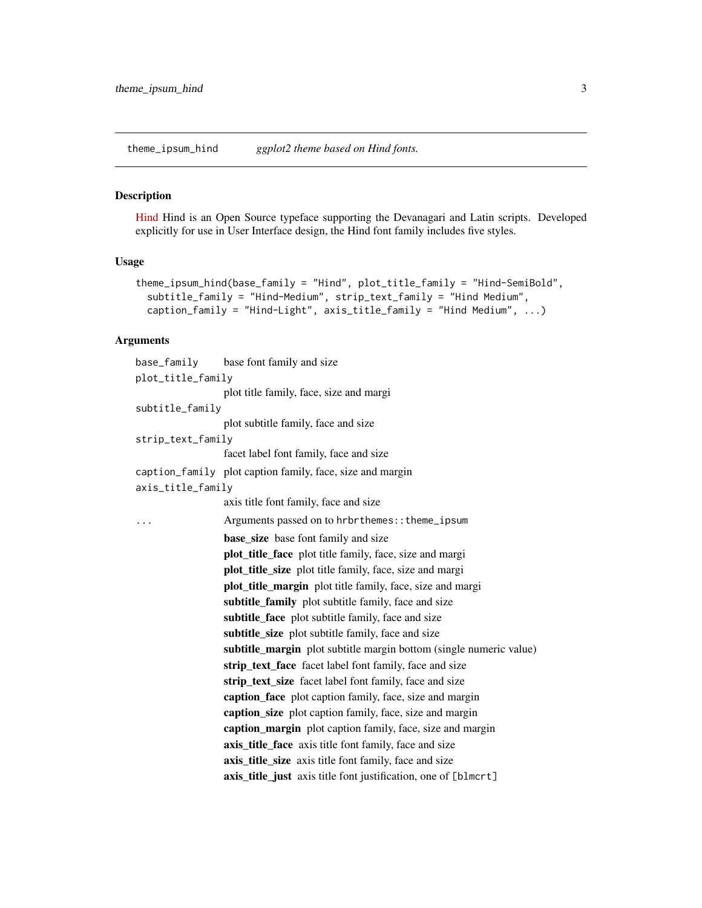## theme_ipsum_hind — *ggplot2 theme based on Hind fonts.*

### Description

Hind Hind is an Open Source typeface supporting the Devanagari and Latin scripts. Developed explicitly for use in User Interface design, the Hind font family includes five styles.

### Usage

```
theme_ipsum_hind(base_family = "Hind", plot_title_family = "Hind-SemiBold",
  subtitle_family = "Hind-Medium", strip_text_family = "Hind Medium",
  caption_family = "Hind-Light", axis_title_family = "Hind Medium", ...)
```

### Arguments

- `base_family` — base font family and size
- `plot_title_family` — plot title family, face, size and margi
- `subtitle_family` — plot subtitle family, face and size
- `strip_text_family` — facet label font family, face and size
- `caption_family` — plot caption family, face, size and margin
- `axis_title_family` — axis title font family, face and size
- `...` — Arguments passed on to `hrbrthemes::theme_ipsum`
  - **base_size** base font family and size
  - **plot_title_face** plot title family, face, size and margi
  - **plot_title_size** plot title family, face, size and margi
  - **plot_title_margin** plot title family, face, size and margi
  - **subtitle_family** plot subtitle family, face and size
  - **subtitle_face** plot subtitle family, face and size
  - **subtitle_size** plot subtitle family, face and size
  - **subtitle_margin** plot subtitle margin bottom (single numeric value)
  - **strip_text_face** facet label font family, face and size
  - **strip_text_size** facet label font family, face and size
  - **caption_face** plot caption family, face, size and margin
  - **caption_size** plot caption family, face, size and margin
  - **caption_margin** plot caption family, face, size and margin
  - **axis_title_face** axis title font family, face and size
  - **axis_title_size** axis title font family, face and size
  - **axis_title_just** axis title font justification, one of `[blmcrt]`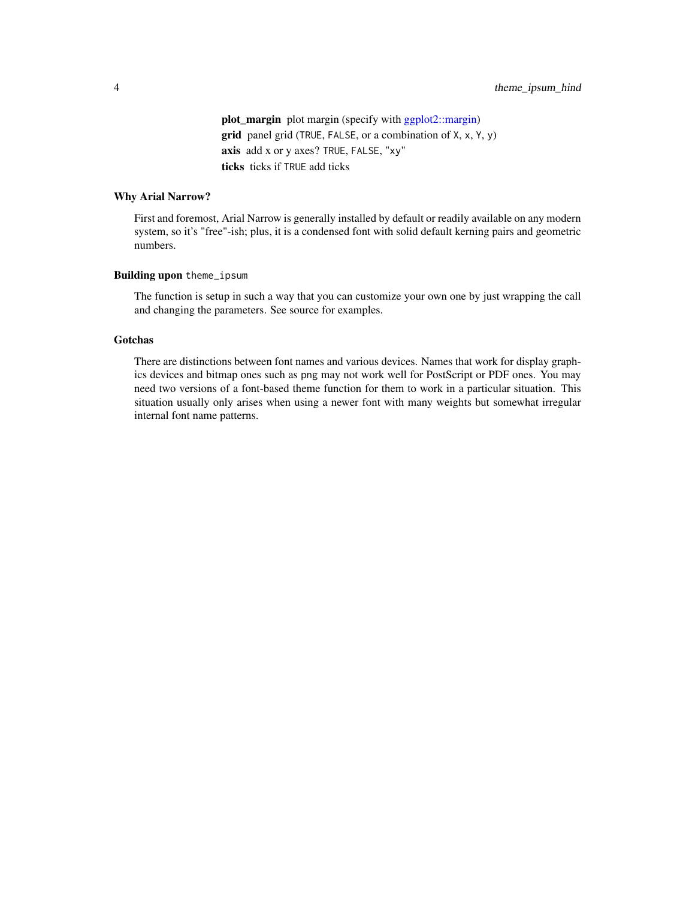**plot_margin** plot margin (specify with ggplot2::margin)
**grid** panel grid (`TRUE`, `FALSE`, or a combination of `X`, `x`, `Y`, `y`)
**axis** add x or y axes? `TRUE`, `FALSE`, `"xy"`
**ticks** ticks if `TRUE` add ticks

### Why Arial Narrow?

First and foremost, Arial Narrow is generally installed by default or readily available on any modern system, so it's "free"-ish; plus, it is a condensed font with solid default kerning pairs and geometric numbers.

### Building upon `theme_ipsum`

The function is setup in such a way that you can customize your own one by just wrapping the call and changing the parameters. See source for examples.

### Gotchas

There are distinctions between font names and various devices. Names that work for display graphics devices and bitmap ones such as `png` may not work well for PostScript or PDF ones. You may need two versions of a font-based theme function for them to work in a particular situation. This situation usually only arises when using a newer font with many weights but somewhat irregular internal font name patterns.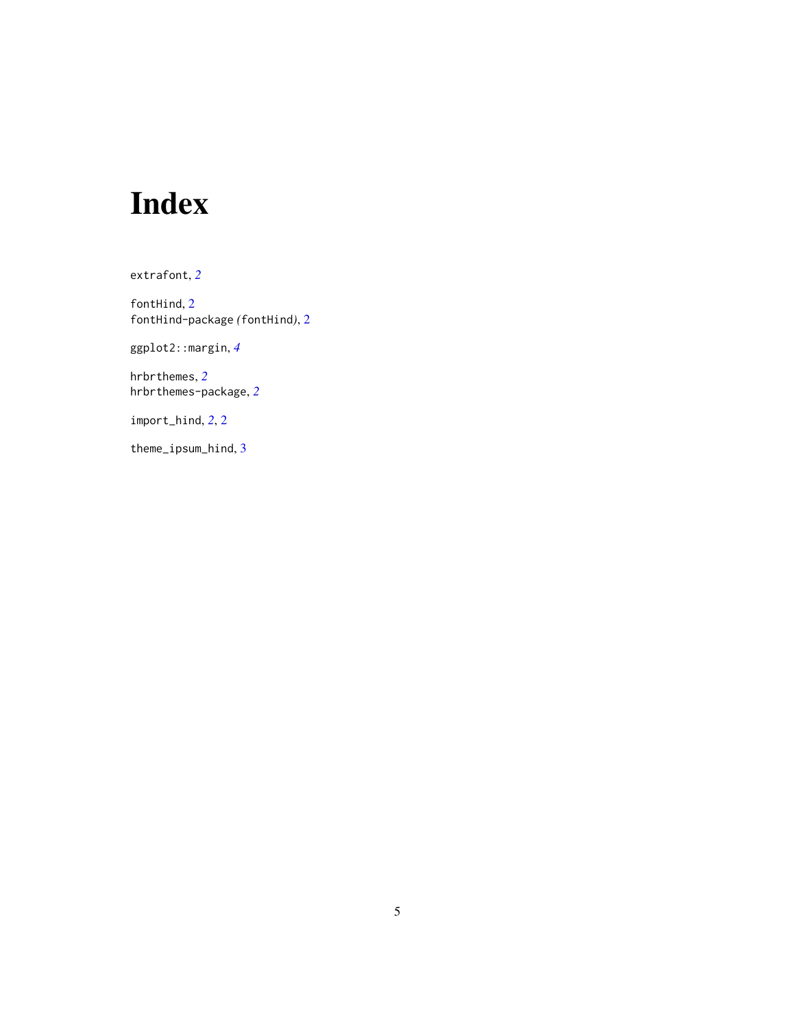# Index

extrafont, *2*

fontHind, 2
fontHind-package *(*fontHind*)*, 2

ggplot2::margin, *4*

hrbrthemes, *2*
hrbrthemes-package, *2*

import_hind, *2*, 2

theme_ipsum_hind, 3